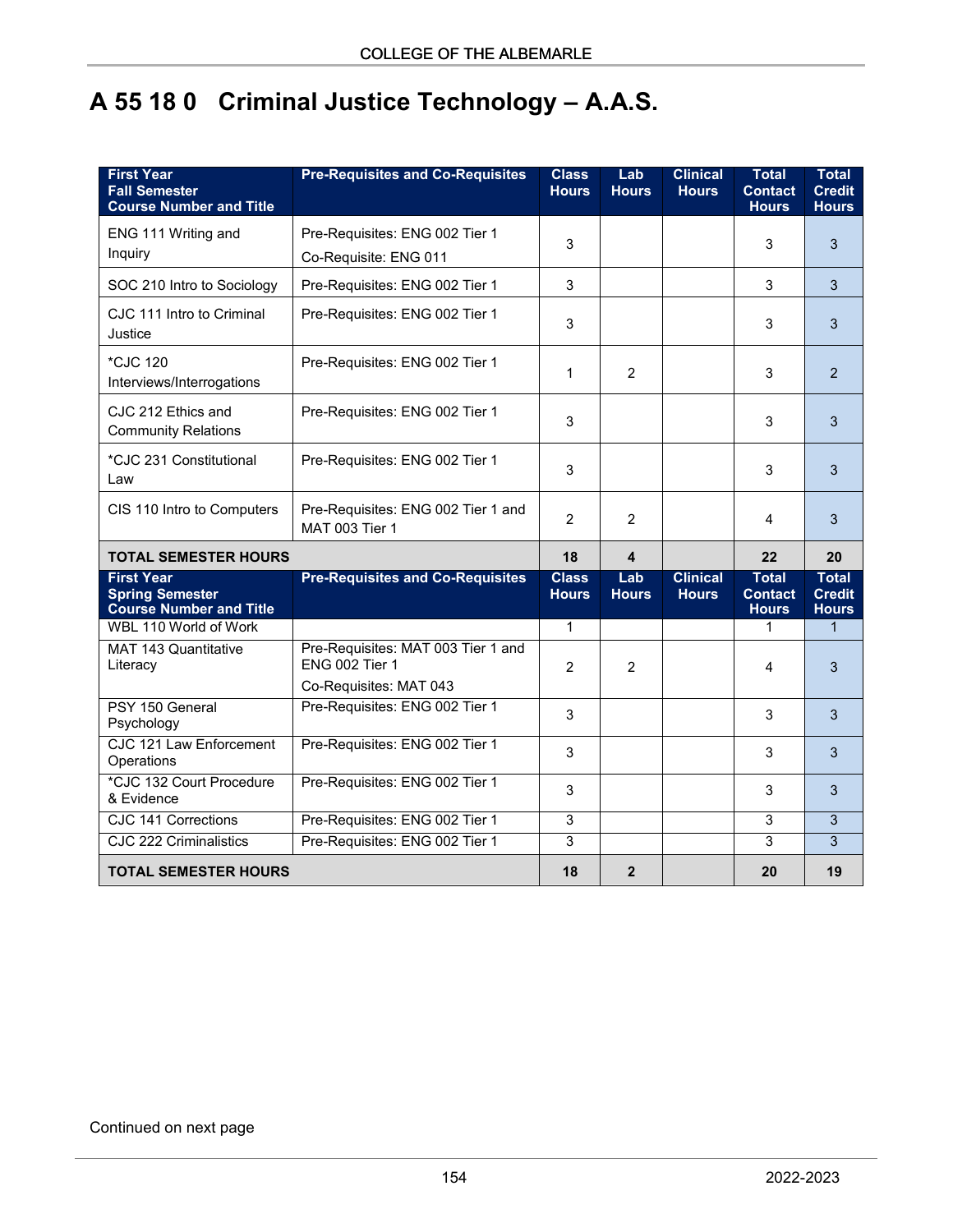# A 55 18 0 Criminal Justice Technology – A.A.S.

| First Year Fall Semester Course Number and Title | Pre-Requisites and Co-Requisites | Class Hours | Lab Hours | Clinical Hours | Total Contact Hours | Total Credit Hours |
|---|---|---|---|---|---|---|
| ENG 111 Writing and Inquiry | Pre-Requisites: ENG 002 Tier 1<br>Co-Requisite: ENG 011 | 3 | | | 3 | 3 |
| SOC 210 Intro to Sociology | Pre-Requisites: ENG 002 Tier 1 | 3 | | | 3 | 3 |
| CJC 111 Intro to Criminal Justice | Pre-Requisites: ENG 002 Tier 1 | 3 | | | 3 | 3 |
| *CJC 120 Interviews/Interrogations | Pre-Requisites: ENG 002 Tier 1 | 1 | 2 | | 3 | 2 |
| CJC 212 Ethics and Community Relations | Pre-Requisites: ENG 002 Tier 1 | 3 | | | 3 | 3 |
| *CJC 231 Constitutional Law | Pre-Requisites: ENG 002 Tier 1 | 3 | | | 3 | 3 |
| CIS 110 Intro to Computers | Pre-Requisites: ENG 002 Tier 1 and MAT 003 Tier 1 | 2 | 2 | | 4 | 3 |
| **TOTAL SEMESTER HOURS** | | **18** | **4** | | **22** | **20** |
| **First Year Spring Semester Course Number and Title** | **Pre-Requisites and Co-Requisites** | **Class Hours** | **Lab Hours** | **Clinical Hours** | **Total Contact Hours** | **Total Credit Hours** |
| WBL 110 World of Work | | 1 | | | 1 | 1 |
| MAT 143 Quantitative Literacy | Pre-Requisites: MAT 003 Tier 1 and ENG 002 Tier 1<br>Co-Requisites: MAT 043 | 2 | 2 | | 4 | 3 |
| PSY 150 General Psychology | Pre-Requisites: ENG 002 Tier 1 | 3 | | | 3 | 3 |
| CJC 121 Law Enforcement Operations | Pre-Requisites: ENG 002 Tier 1 | 3 | | | 3 | 3 |
| *CJC 132 Court Procedure & Evidence | Pre-Requisites: ENG 002 Tier 1 | 3 | | | 3 | 3 |
| CJC 141 Corrections | Pre-Requisites: ENG 002 Tier 1 | 3 | | | 3 | 3 |
| CJC 222 Criminalistics | Pre-Requisites: ENG 002 Tier 1 | 3 | | | 3 | 3 |
| **TOTAL SEMESTER HOURS** | | **18** | **2** | | **20** | **19** |

Continued on next page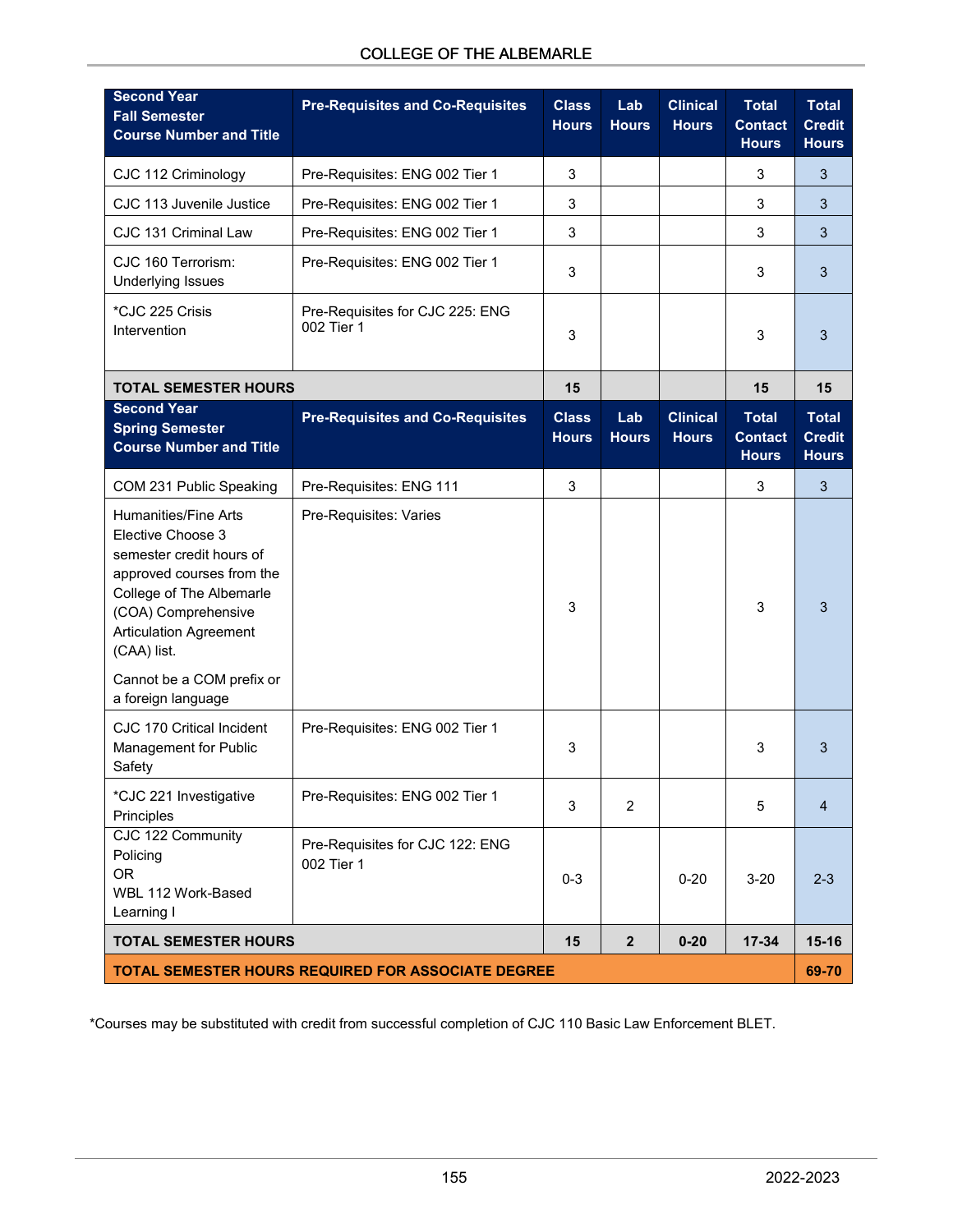| Second Year Fall Semester Course Number and Title | Pre-Requisites and Co-Requisites | Class Hours | Lab Hours | Clinical Hours | Total Contact Hours | Total Credit Hours |
|---|---|---|---|---|---|---|
| CJC 112 Criminology | Pre-Requisites: ENG 002 Tier 1 | 3 | | | 3 | 3 |
| CJC 113 Juvenile Justice | Pre-Requisites: ENG 002 Tier 1 | 3 | | | 3 | 3 |
| CJC 131 Criminal Law | Pre-Requisites: ENG 002 Tier 1 | 3 | | | 3 | 3 |
| CJC 160 Terrorism: Underlying Issues | Pre-Requisites: ENG 002 Tier 1 | 3 | | | 3 | 3 |
| *CJC 225 Crisis Intervention | Pre-Requisites for CJC 225: ENG 002 Tier 1 | 3 | | | 3 | 3 |
| **TOTAL SEMESTER HOURS** | | **15** | | | **15** | **15** |
| **Second Year Spring Semester Course Number and Title** | **Pre-Requisites and Co-Requisites** | **Class Hours** | **Lab Hours** | **Clinical Hours** | **Total Contact Hours** | **Total Credit Hours** |
| COM 231 Public Speaking | Pre-Requisites: ENG 111 | 3 | | | 3 | 3 |
| Humanities/Fine Arts Elective Choose 3 semester credit hours of approved courses from the College of The Albemarle (COA) Comprehensive Articulation Agreement (CAA) list. Cannot be a COM prefix or a foreign language | Pre-Requisites: Varies | 3 | | | 3 | 3 |
| CJC 170 Critical Incident Management for Public Safety | Pre-Requisites: ENG 002 Tier 1 | 3 | | | 3 | 3 |
| *CJC 221 Investigative Principles | Pre-Requisites: ENG 002 Tier 1 | 3 | 2 | | 5 | 4 |
| CJC 122 Community Policing OR WBL 112 Work-Based Learning I | Pre-Requisites for CJC 122: ENG 002 Tier 1 | 0-3 | | 0-20 | 3-20 | 2-3 |
| **TOTAL SEMESTER HOURS** | | **15** | **2** | **0-20** | **17-34** | **15-16** |
| **TOTAL SEMESTER HOURS REQUIRED FOR ASSOCIATE DEGREE** | | | | | | **69-70** |

*Courses may be substituted with credit from successful completion of CJC 110 Basic Law Enforcement BLET.